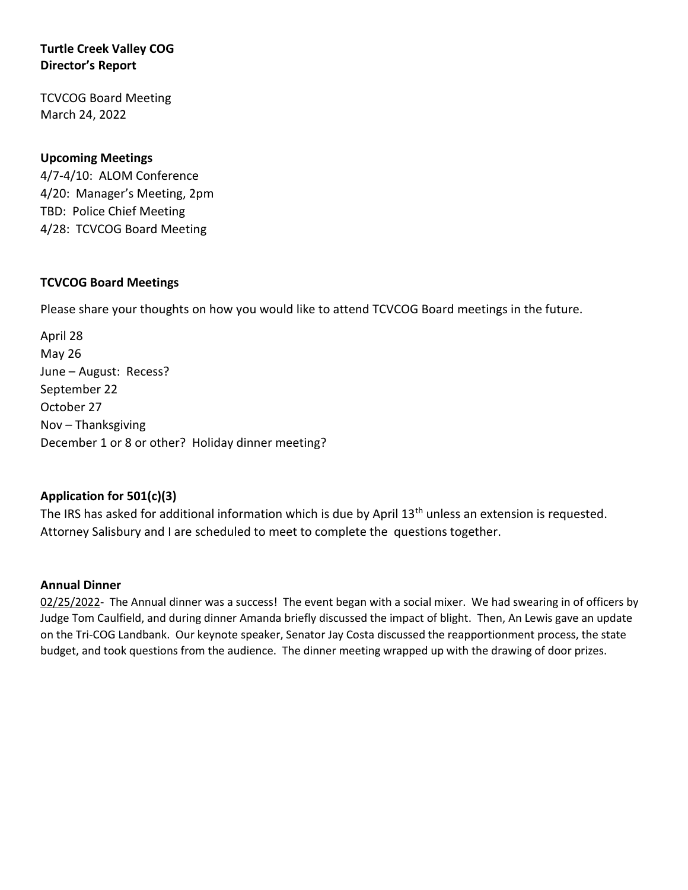**Turtle Creek Valley COG**
**Director's Report**

TCVCOG Board Meeting
March 24, 2022

**Upcoming Meetings**

4/7-4/10: ALOM Conference
4/20: Manager's Meeting, 2pm
TBD: Police Chief Meeting
4/28: TCVCOG Board Meeting

**TCVCOG Board Meetings**

Please share your thoughts on how you would like to attend TCVCOG Board meetings in the future.

April 28
May 26
June – August: Recess?
September 22
October 27
Nov – Thanksgiving
December 1 or 8 or other? Holiday dinner meeting?

**Application for 501(c)(3)**

The IRS has asked for additional information which is due by April 13th unless an extension is requested. Attorney Salisbury and I are scheduled to meet to complete the questions together.

**Annual Dinner**

02/25/2022- The Annual dinner was a success! The event began with a social mixer. We had swearing in of officers by Judge Tom Caulfield, and during dinner Amanda briefly discussed the impact of blight. Then, An Lewis gave an update on the Tri-COG Landbank. Our keynote speaker, Senator Jay Costa discussed the reapportionment process, the state budget, and took questions from the audience. The dinner meeting wrapped up with the drawing of door prizes.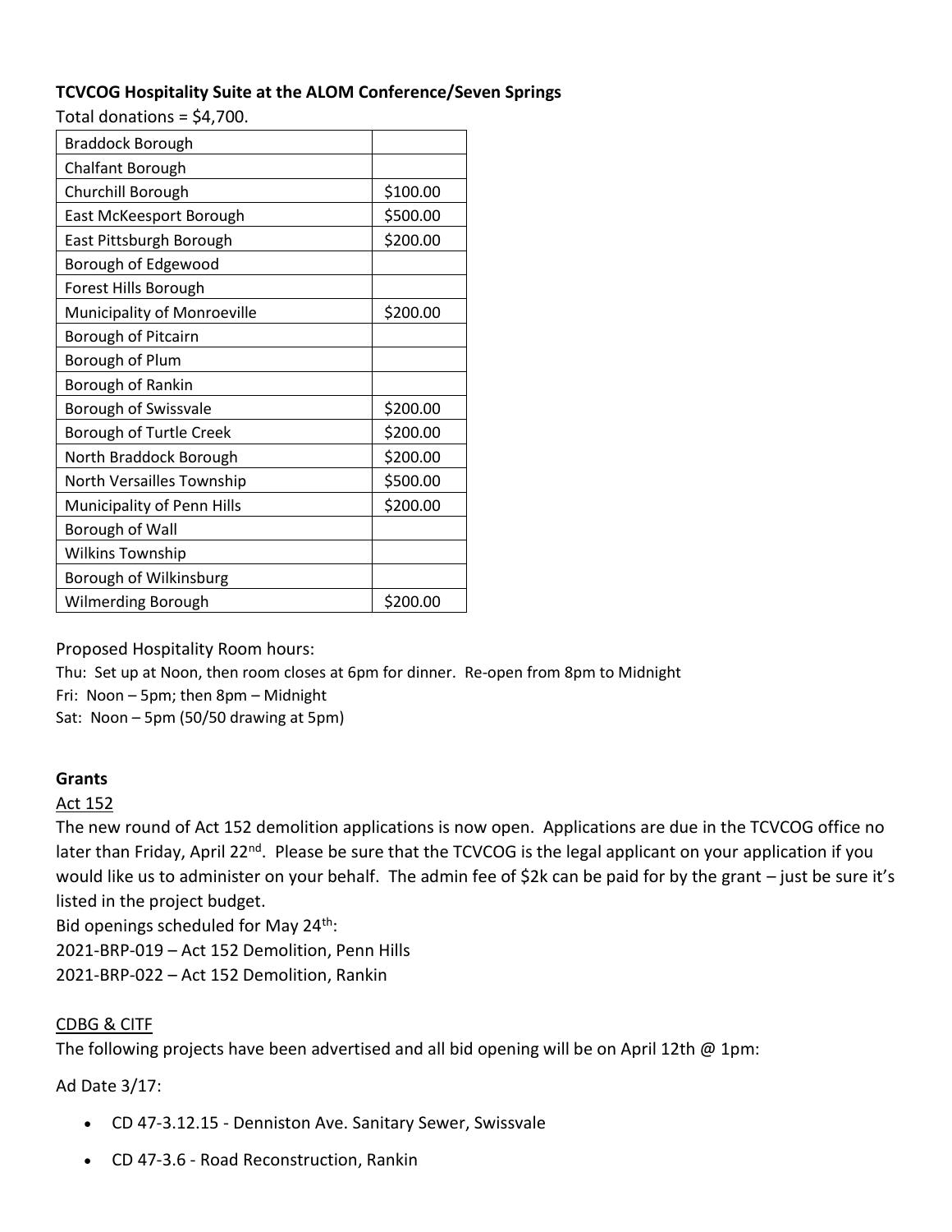**TCVCOG Hospitality Suite at the ALOM Conference/Seven Springs**

Total donations = $4,700.

| | |
|---|---|
| Braddock Borough | |
| Chalfant Borough | |
| Churchill Borough | $100.00 |
| East McKeesport Borough | $500.00 |
| East Pittsburgh Borough | $200.00 |
| Borough of Edgewood | |
| Forest Hills Borough | |
| Municipality of Monroeville | $200.00 |
| Borough of Pitcairn | |
| Borough of Plum | |
| Borough of Rankin | |
| Borough of Swissvale | $200.00 |
| Borough of Turtle Creek | $200.00 |
| North Braddock Borough | $200.00 |
| North Versailles Township | $500.00 |
| Municipality of Penn Hills | $200.00 |
| Borough of Wall | |
| Wilkins Township | |
| Borough of Wilkinsburg | |
| Wilmerding Borough | $200.00 |

Proposed Hospitality Room hours:

Thu: Set up at Noon, then room closes at 6pm for dinner. Re-open from 8pm to Midnight

Fri: Noon – 5pm; then 8pm – Midnight

Sat: Noon – 5pm (50/50 drawing at 5pm)

**Grants**

Act 152

The new round of Act 152 demolition applications is now open. Applications are due in the TCVCOG office no later than Friday, April 22nd. Please be sure that the TCVCOG is the legal applicant on your application if you would like us to administer on your behalf. The admin fee of $2k can be paid for by the grant – just be sure it's listed in the project budget.

Bid openings scheduled for May 24th:

2021-BRP-019 – Act 152 Demolition, Penn Hills

2021-BRP-022 – Act 152 Demolition, Rankin

CDBG & CITF

The following projects have been advertised and all bid opening will be on April 12th @ 1pm:

Ad Date 3/17:

- CD 47-3.12.15 - Denniston Ave. Sanitary Sewer, Swissvale
- CD 47-3.6 - Road Reconstruction, Rankin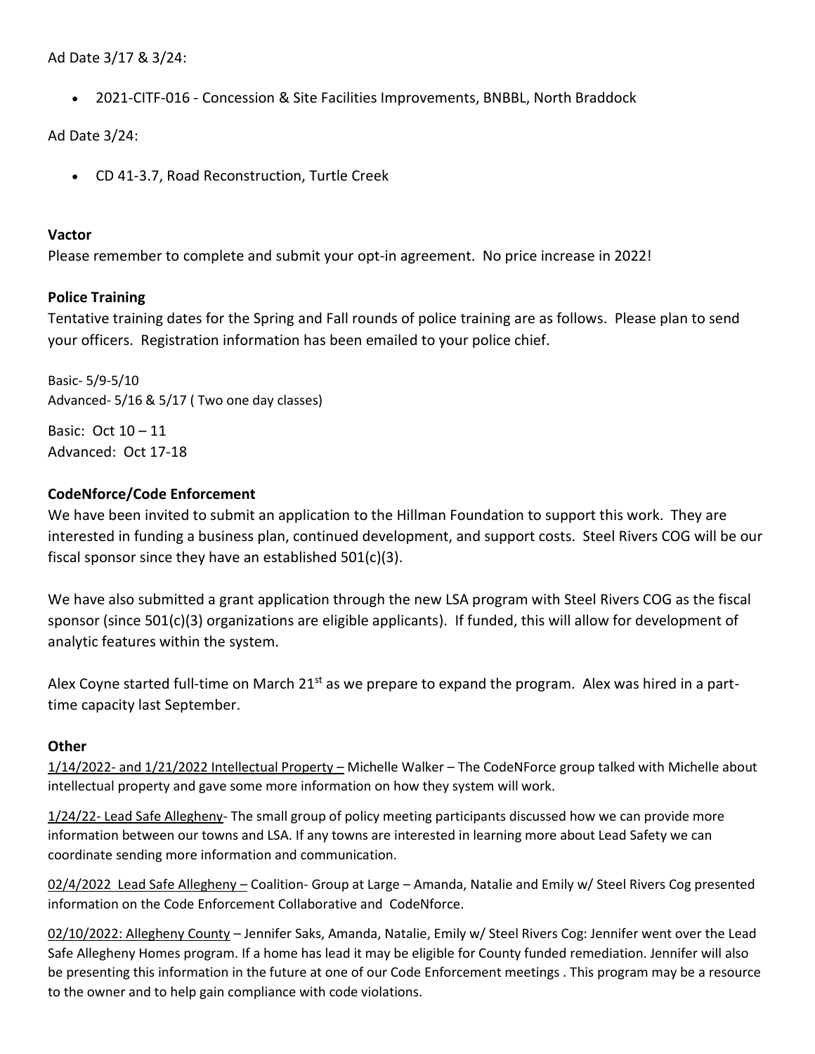Ad Date 3/17 & 3/24:

- 2021-CITF-016 - Concession & Site Facilities Improvements, BNBBL, North Braddock

Ad Date 3/24:

- CD 41-3.7, Road Reconstruction, Turtle Creek

**Vactor**

Please remember to complete and submit your opt-in agreement. No price increase in 2022!

**Police Training**

Tentative training dates for the Spring and Fall rounds of police training are as follows. Please plan to send your officers. Registration information has been emailed to your police chief.

Basic- 5/9-5/10
Advanced- 5/16 & 5/17 ( Two one day classes)

Basic: Oct 10 – 11
Advanced: Oct 17-18

**CodeNforce/Code Enforcement**

We have been invited to submit an application to the Hillman Foundation to support this work. They are interested in funding a business plan, continued development, and support costs. Steel Rivers COG will be our fiscal sponsor since they have an established 501(c)(3).

We have also submitted a grant application through the new LSA program with Steel Rivers COG as the fiscal sponsor (since 501(c)(3) organizations are eligible applicants). If funded, this will allow for development of analytic features within the system.

Alex Coyne started full-time on March 21st as we prepare to expand the program. Alex was hired in a part-time capacity last September.

**Other**

1/14/2022- and 1/21/2022 Intellectual Property – Michelle Walker – The CodeNForce group talked with Michelle about intellectual property and gave some more information on how they system will work.

1/24/22- Lead Safe Allegheny- The small group of policy meeting participants discussed how we can provide more information between our towns and LSA. If any towns are interested in learning more about Lead Safety we can coordinate sending more information and communication.

02/4/2022 Lead Safe Allegheny – Coalition- Group at Large – Amanda, Natalie and Emily w/ Steel Rivers Cog presented information on the Code Enforcement Collaborative and CodeNforce.

02/10/2022: Allegheny County – Jennifer Saks, Amanda, Natalie, Emily w/ Steel Rivers Cog: Jennifer went over the Lead Safe Allegheny Homes program. If a home has lead it may be eligible for County funded remediation. Jennifer will also be presenting this information in the future at one of our Code Enforcement meetings . This program may be a resource to the owner and to help gain compliance with code violations.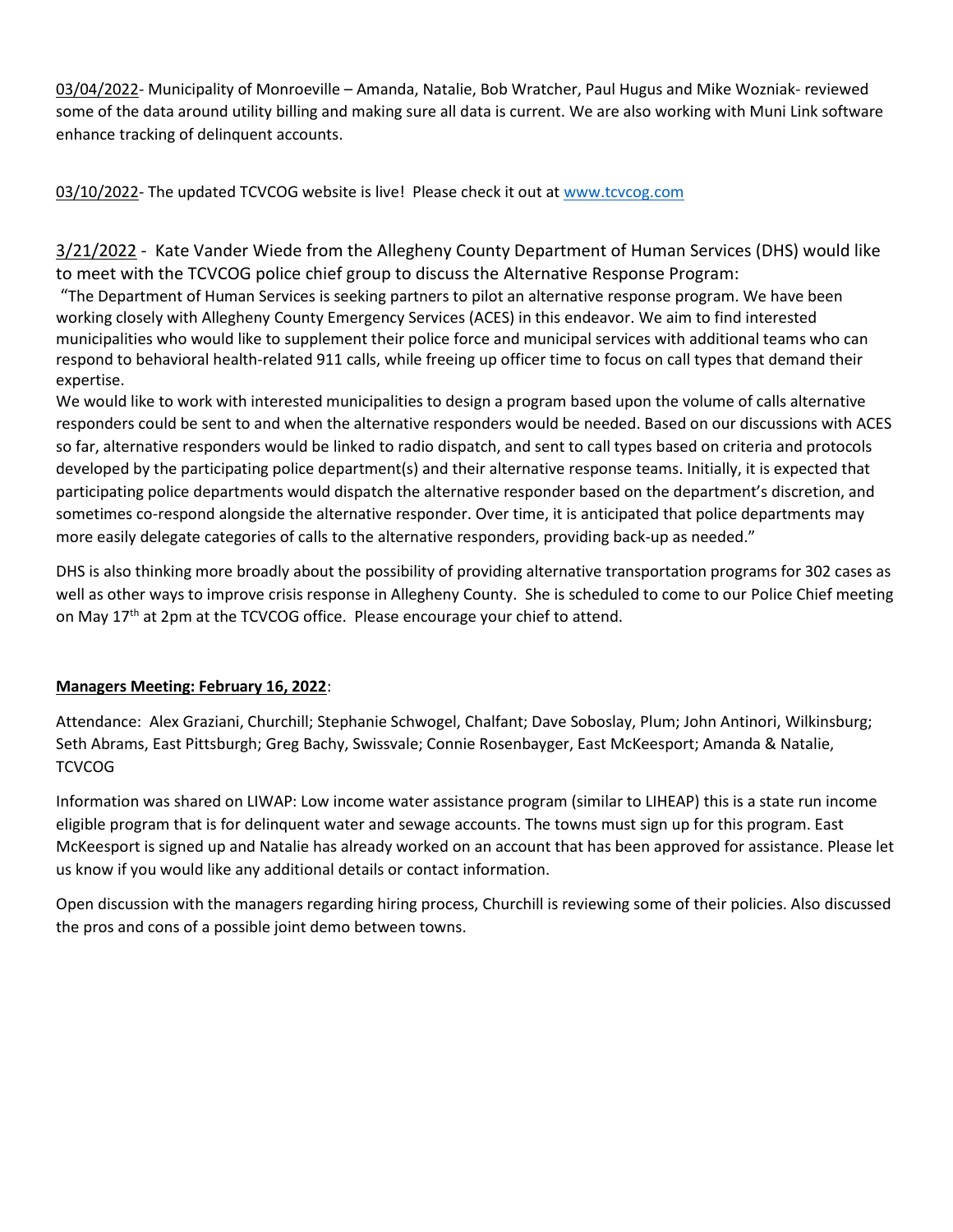03/04/2022- Municipality of Monroeville – Amanda, Natalie, Bob Wratcher, Paul Hugus and Mike Wozniak- reviewed some of the data around utility billing and making sure all data is current. We are also working with Muni Link software enhance tracking of delinquent accounts.

03/10/2022- The updated TCVCOG website is live! Please check it out at [www.tcvcog.com](http://www.tcvcog.com)

3/21/2022 - Kate Vander Wiede from the Allegheny County Department of Human Services (DHS) would like to meet with the TCVCOG police chief group to discuss the Alternative Response Program:

"The Department of Human Services is seeking partners to pilot an alternative response program. We have been working closely with Allegheny County Emergency Services (ACES) in this endeavor. We aim to find interested municipalities who would like to supplement their police force and municipal services with additional teams who can respond to behavioral health-related 911 calls, while freeing up officer time to focus on call types that demand their expertise.

We would like to work with interested municipalities to design a program based upon the volume of calls alternative responders could be sent to and when the alternative responders would be needed. Based on our discussions with ACES so far, alternative responders would be linked to radio dispatch, and sent to call types based on criteria and protocols developed by the participating police department(s) and their alternative response teams. Initially, it is expected that participating police departments would dispatch the alternative responder based on the department's discretion, and sometimes co-respond alongside the alternative responder. Over time, it is anticipated that police departments may more easily delegate categories of calls to the alternative responders, providing back-up as needed."

DHS is also thinking more broadly about the possibility of providing alternative transportation programs for 302 cases as well as other ways to improve crisis response in Allegheny County. She is scheduled to come to our Police Chief meeting on May 17th at 2pm at the TCVCOG office. Please encourage your chief to attend.

**Managers Meeting: February 16, 2022**:

Attendance: Alex Graziani, Churchill; Stephanie Schwogel, Chalfant; Dave Soboslay, Plum; John Antinori, Wilkinsburg; Seth Abrams, East Pittsburgh; Greg Bachy, Swissvale; Connie Rosenbayger, East McKeesport; Amanda & Natalie, TCVCOG

Information was shared on LIWAP: Low income water assistance program (similar to LIHEAP) this is a state run income eligible program that is for delinquent water and sewage accounts. The towns must sign up for this program. East McKeesport is signed up and Natalie has already worked on an account that has been approved for assistance. Please let us know if you would like any additional details or contact information.

Open discussion with the managers regarding hiring process, Churchill is reviewing some of their policies. Also discussed the pros and cons of a possible joint demo between towns.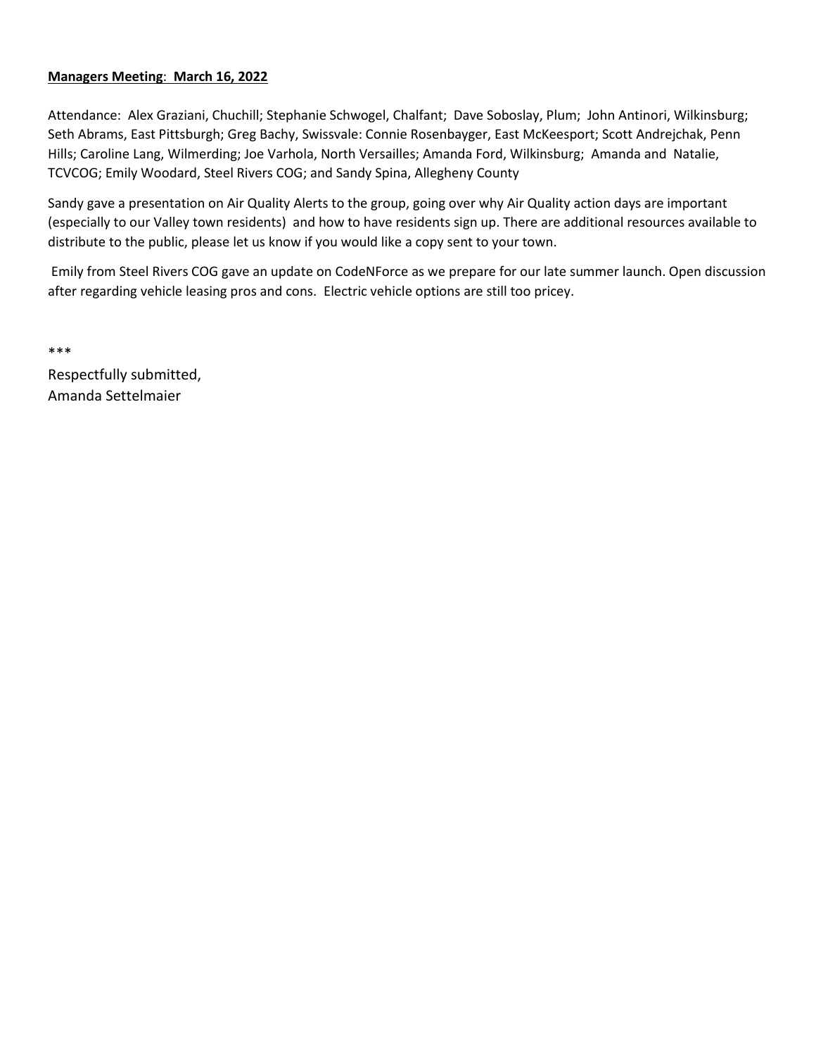**<u>Managers Meeting</u>: <u>March 16, 2022</u>**

Attendance: Alex Graziani, Chuchill; Stephanie Schwogel, Chalfant; Dave Soboslay, Plum; John Antinori, Wilkinsburg; Seth Abrams, East Pittsburgh; Greg Bachy, Swissvale: Connie Rosenbayger, East McKeesport; Scott Andrejchak, Penn Hills; Caroline Lang, Wilmerding; Joe Varhola, North Versailles; Amanda Ford, Wilkinsburg; Amanda and Natalie, TCVCOG; Emily Woodard, Steel Rivers COG; and Sandy Spina, Allegheny County

Sandy gave a presentation on Air Quality Alerts to the group, going over why Air Quality action days are important (especially to our Valley town residents) and how to have residents sign up. There are additional resources available to distribute to the public, please let us know if you would like a copy sent to your town.

Emily from Steel Rivers COG gave an update on CodeNForce as we prepare for our late summer launch. Open discussion after regarding vehicle leasing pros and cons. Electric vehicle options are still too pricey.

***

Respectfully submitted,
Amanda Settelmaier